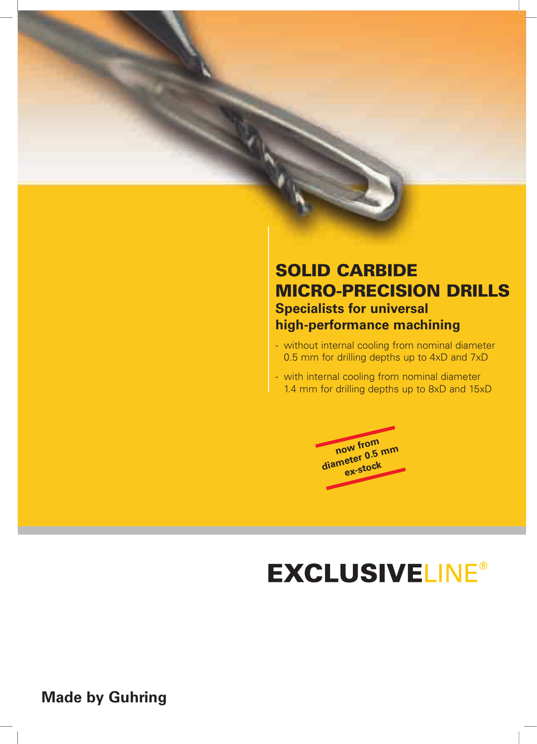# SOLID CARBIDE MICRO-PRECISION DRILLS

## Specialists for universal high-performance machining

- without internal cooling from nominal diameter 0.5 mm for drilling depths up to 4xD and 7xD
- with internal cooling from nominal diameter 1.4 mm for drilling depths up to 8xD and 15xD

now from diameter 0.5 mm ex-stock

**EXCLUSIVELINE®**

**Made by Guhring**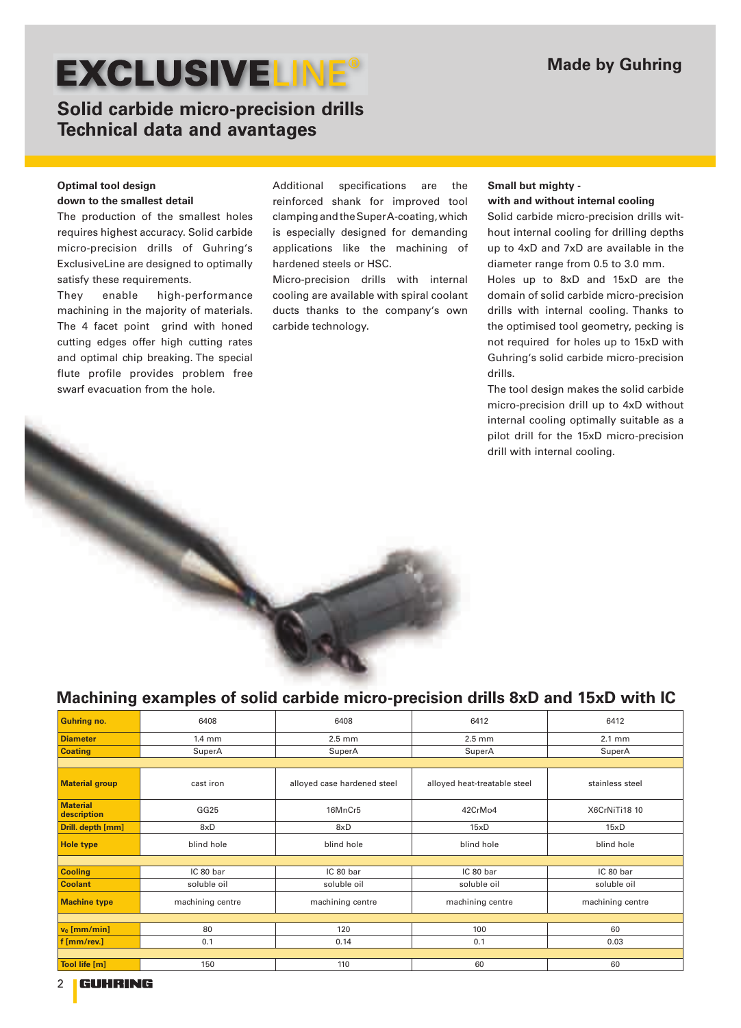# EXCLUSIVELINE®

**Made by Guhring**

## Solid carbide micro-precision drills
## Technical data and avantages

**Optimal tool design down to the smallest detail**

The production of the smallest holes requires highest accuracy. Solid carbide micro-precision drills of Guhring's ExclusiveLine are designed to optimally satisfy these requirements.

They enable high-performance machining in the majority of materials. The 4 facet point grind with honed cutting edges offer high cutting rates and optimal chip breaking. The special flute profile provides problem free swarf evacuation from the hole.

Additional specifications are the reinforced shank for improved tool clamping and the SuperA-coating, which is especially designed for demanding applications like the machining of hardened steels or HSC.

Micro-precision drills with internal cooling are available with spiral coolant ducts thanks to the company's own carbide technology.

**Small but mighty - with and without internal cooling**

Solid carbide micro-precision drills without internal cooling for drilling depths up to 4xD and 7xD are available in the diameter range from 0.5 to 3.0 mm.

Holes up to 8xD and 15xD are the domain of solid carbide micro-precision drills with internal cooling. Thanks to the optimised tool geometry, pecking is not required for holes up to 15xD with Guhring's solid carbide micro-precision drills.

The tool design makes the solid carbide micro-precision drill up to 4xD without internal cooling optimally suitable as a pilot drill for the 15xD micro-precision drill with internal cooling.

## Machining examples of solid carbide micro-precision drills 8xD and 15xD with IC

| Guhring no. | 6408 | 6408 | 6412 | 6412 |
|---|---|---|---|---|
| Diameter | 1.4 mm | 2.5 mm | 2.5 mm | 2.1 mm |
| Coating | SuperA | SuperA | SuperA | SuperA |
| Material group | cast iron | alloyed case hardened steel | alloyed heat-treatable steel | stainless steel |
| Material description | GG25 | 16MnCr5 | 42CrMo4 | X6CrNiTi18 10 |
| Drill. depth [mm] | 8xD | 8xD | 15xD | 15xD |
| Hole type | blind hole | blind hole | blind hole | blind hole |
| Cooling | IC 80 bar | IC 80 bar | IC 80 bar | IC 80 bar |
| Coolant | soluble oil | soluble oil | soluble oil | soluble oil |
| Machine type | machining centre | machining centre | machining centre | machining centre |
| $v_c$ [mm/min] | 80 | 120 | 100 | 60 |
| f [mm/rev.] | 0.1 | 0.14 | 0.1 | 0.03 |
| Tool life [m] | 150 | 110 | 60 | 60 |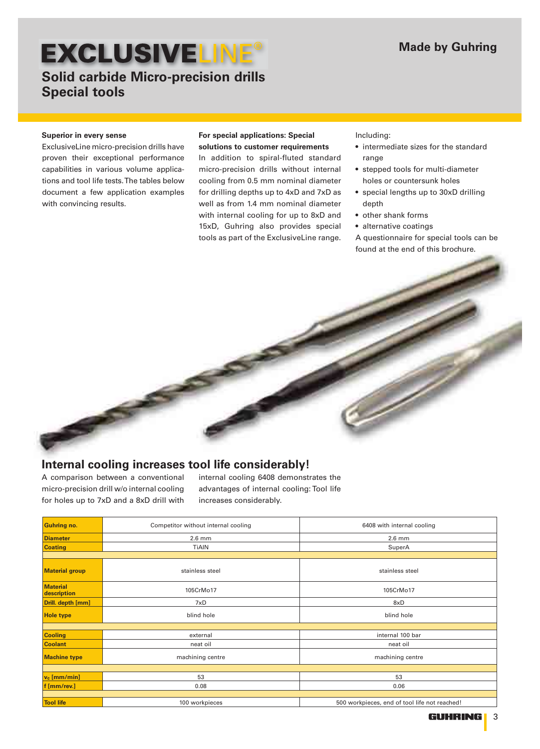# EXCLUSIVELINE®

**Made by Guhring**

## Solid carbide Micro-precision drills
## Special tools

**Superior in every sense**
ExclusiveLine micro-precision drills have proven their exceptional performance capabilities in various volume applications and tool life tests. The tables below document a few application examples with convincing results.

**For special applications: Special solutions to customer requirements**
In addition to spiral-fluted standard micro-precision drills without internal cooling from 0.5 mm nominal diameter for drilling depths up to 4xD and 7xD as well as from 1.4 mm nominal diameter with internal cooling for up to 8xD and 15xD, Guhring also provides special tools as part of the ExclusiveLine range.

Including:

- intermediate sizes for the standard range
- stepped tools for multi-diameter holes or countersunk holes
- special lengths up to 30xD drilling depth
- other shank forms
- alternative coatings

A questionnaire for special tools can be found at the end of this brochure.

## Internal cooling increases tool life considerably!

A comparison between a conventional micro-precision drill w/o internal cooling for holes up to 7xD and a 8xD drill with internal cooling 6408 demonstrates the advantages of internal cooling: Tool life increases considerably.

| Guhring no. | Competitor without internal cooling | 6408 with internal cooling |
|---|---|---|
| Diameter | 2.6 mm | 2.6 mm |
| Coating | TiAlN | SuperA |
| | | |
| Material group | stainless steel | stainless steel |
| Material description | 105CrMo17 | 105CrMo17 |
| Drill. depth [mm] | 7xD | 8xD |
| Hole type | blind hole | blind hole |
| | | |
| Cooling | external | internal 100 bar |
| Coolant | neat oil | neat oil |
| Machine type | machining centre | machining centre |
| | | |
| $v_c$ [mm/min] | 53 | 53 |
| f [mm/rev.] | 0.08 | 0.06 |
| | | |
| Tool life | 100 workpieces | 500 workpieces, end of tool life not reached! |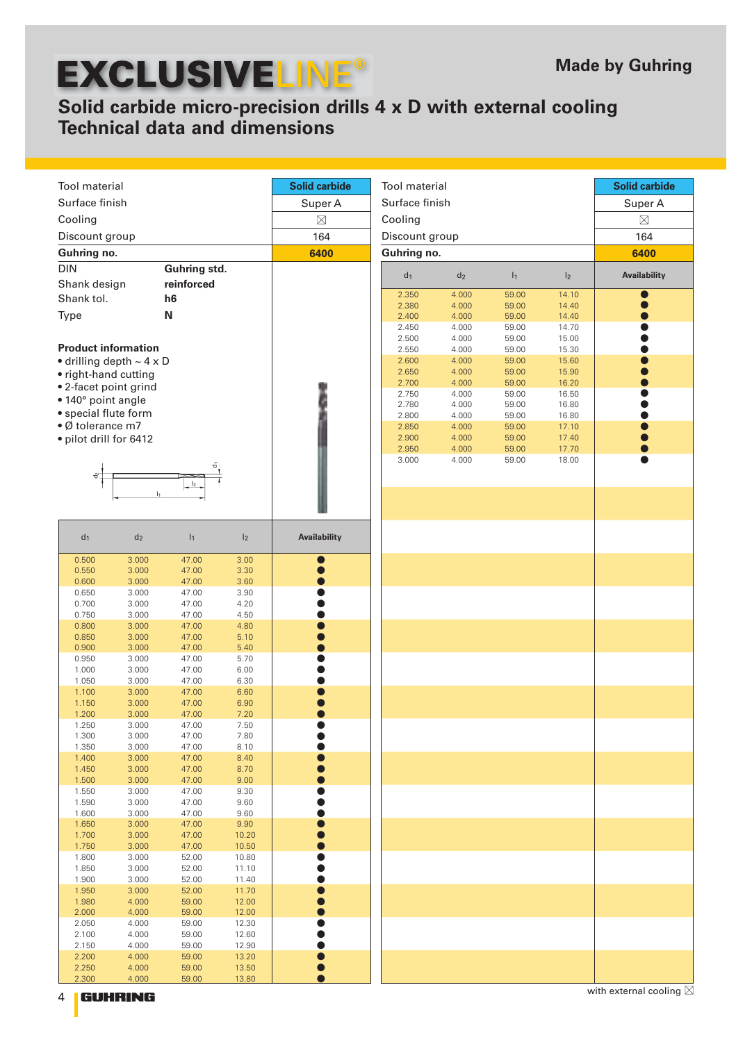# EXCLUSIVELINE®

**Made by Guhring**

## Solid carbide micro-precision drills 4 x D with external cooling
## Technical data and dimensions

| Tool material | Solid carbide |
|---|---|
| Surface finish | Super A |
| Cooling | ☒ |
| Discount group | 164 |
| **Guhring no.** | **6400** |

| | |
|---|---|
| DIN | **Guhring std.** |
| Shank design | **reinforced** |
| Shank tol. | **h6** |
| Type | **N** |

**Product information**

- drilling depth ~ 4 x D
- right-hand cutting
- 2-facet point grind
- 140° point angle
- special flute form
- Ø tolerance m7
- pilot drill for 6412

| $d_1$ | $d_2$ | $l_1$ | $l_2$ | Availability |
|---|---|---|---|---|
| 0.500 | 3.000 | 47.00 | 3.00 | ● |
| 0.550 | 3.000 | 47.00 | 3.30 | ● |
| 0.600 | 3.000 | 47.00 | 3.60 | ● |
| 0.650 | 3.000 | 47.00 | 3.90 | ● |
| 0.700 | 3.000 | 47.00 | 4.20 | ● |
| 0.750 | 3.000 | 47.00 | 4.50 | ● |
| 0.800 | 3.000 | 47.00 | 4.80 | ● |
| 0.850 | 3.000 | 47.00 | 5.10 | ● |
| 0.900 | 3.000 | 47.00 | 5.40 | ● |
| 0.950 | 3.000 | 47.00 | 5.70 | ● |
| 1.000 | 3.000 | 47.00 | 6.00 | ● |
| 1.050 | 3.000 | 47.00 | 6.30 | ● |
| 1.100 | 3.000 | 47.00 | 6.60 | ● |
| 1.150 | 3.000 | 47.00 | 6.90 | ● |
| 1.200 | 3.000 | 47.00 | 7.20 | ● |
| 1.250 | 3.000 | 47.00 | 7.50 | ● |
| 1.300 | 3.000 | 47.00 | 7.80 | ● |
| 1.350 | 3.000 | 47.00 | 8.10 | ● |
| 1.400 | 3.000 | 47.00 | 8.40 | ● |
| 1.450 | 3.000 | 47.00 | 8.70 | ● |
| 1.500 | 3.000 | 47.00 | 9.00 | ● |
| 1.550 | 3.000 | 47.00 | 9.30 | ● |
| 1.590 | 3.000 | 47.00 | 9.60 | ● |
| 1.600 | 3.000 | 47.00 | 9.60 | ● |
| 1.650 | 3.000 | 47.00 | 9.90 | ● |
| 1.700 | 3.000 | 47.00 | 10.20 | ● |
| 1.750 | 3.000 | 47.00 | 10.50 | ● |
| 1.800 | 3.000 | 52.00 | 10.80 | ● |
| 1.850 | 3.000 | 52.00 | 11.10 | ● |
| 1.900 | 3.000 | 52.00 | 11.40 | ● |
| 1.950 | 3.000 | 52.00 | 11.70 | ● |
| 1.980 | 4.000 | 59.00 | 12.00 | ● |
| 2.000 | 4.000 | 59.00 | 12.00 | ● |
| 2.050 | 4.000 | 59.00 | 12.30 | ● |
| 2.100 | 4.000 | 59.00 | 12.60 | ● |
| 2.150 | 4.000 | 59.00 | 12.90 | ● |
| 2.200 | 4.000 | 59.00 | 13.20 | ● |
| 2.250 | 4.000 | 59.00 | 13.50 | ● |
| 2.300 | 4.000 | 59.00 | 13.80 | ● |
| 2.350 | 4.000 | 59.00 | 14.10 | ● |
| 2.380 | 4.000 | 59.00 | 14.40 | ● |
| 2.400 | 4.000 | 59.00 | 14.40 | ● |
| 2.450 | 4.000 | 59.00 | 14.70 | ● |
| 2.500 | 4.000 | 59.00 | 15.00 | ● |
| 2.550 | 4.000 | 59.00 | 15.30 | ● |
| 2.600 | 4.000 | 59.00 | 15.60 | ● |
| 2.650 | 4.000 | 59.00 | 15.90 | ● |
| 2.700 | 4.000 | 59.00 | 16.20 | ● |
| 2.750 | 4.000 | 59.00 | 16.50 | ● |
| 2.780 | 4.000 | 59.00 | 16.80 | ● |
| 2.800 | 4.000 | 59.00 | 16.80 | ● |
| 2.850 | 4.000 | 59.00 | 17.10 | ● |
| 2.900 | 4.000 | 59.00 | 17.40 | ● |
| 2.950 | 4.000 | 59.00 | 17.70 | ● |
| 3.000 | 4.000 | 59.00 | 18.00 | ● |

with external cooling ☒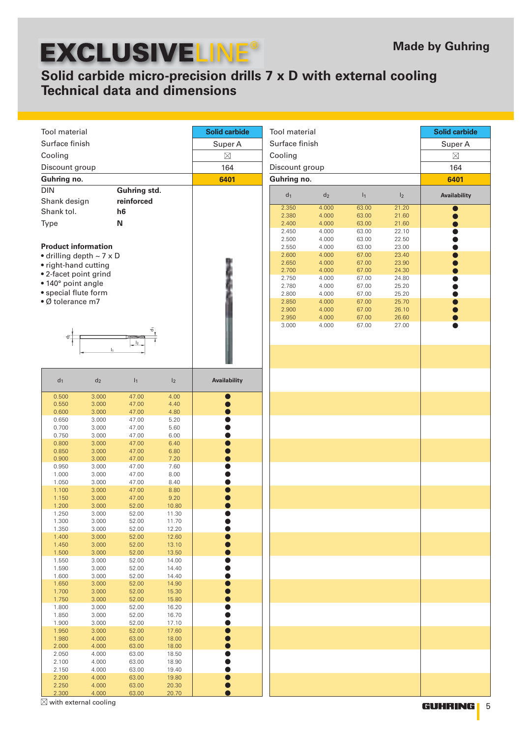# EXCLUSIVELINE®

**Made by Guhring**

## Solid carbide micro-precision drills 7 x D with external cooling
## Technical data and dimensions

| | |
|---|---|
| Tool material | Solid carbide |
| Surface finish | Super A |
| Cooling | ⊠ |
| Discount group | 164 |
| **Guhring no.** | **6401** |

| | |
|---|---|
| DIN | **Guhring std.** |
| Shank design | **reinforced** |
| Shank tol. | **h6** |
| Type | **N** |

**Product information**

- drilling depth ~ 7 x D
- right-hand cutting
- 2-facet point grind
- 140° point angle
- special flute form
- Ø tolerance m7

| $d_1$ | $d_2$ | $l_1$ | $l_2$ | Availability |
|---|---|---|---|---|
| 0.500 | 3.000 | 47.00 | 4.00 | ● |
| 0.550 | 3.000 | 47.00 | 4.40 | ● |
| 0.600 | 3.000 | 47.00 | 4.80 | ● |
| 0.650 | 3.000 | 47.00 | 5.20 | ● |
| 0.700 | 3.000 | 47.00 | 5.60 | ● |
| 0.750 | 3.000 | 47.00 | 6.00 | ● |
| 0.800 | 3.000 | 47.00 | 6.40 | ● |
| 0.850 | 3.000 | 47.00 | 6.80 | ● |
| 0.900 | 3.000 | 47.00 | 7.20 | ● |
| 0.950 | 3.000 | 47.00 | 7.60 | ● |
| 1.000 | 3.000 | 47.00 | 8.00 | ● |
| 1.050 | 3.000 | 47.00 | 8.40 | ● |
| 1.100 | 3.000 | 47.00 | 8.80 | ● |
| 1.150 | 3.000 | 47.00 | 9.20 | ● |
| 1.200 | 3.000 | 52.00 | 10.80 | ● |
| 1.250 | 3.000 | 52.00 | 11.30 | ● |
| 1.300 | 3.000 | 52.00 | 11.70 | ● |
| 1.350 | 3.000 | 52.00 | 12.20 | ● |
| 1.400 | 3.000 | 52.00 | 12.60 | ● |
| 1.450 | 3.000 | 52.00 | 13.10 | ● |
| 1.500 | 3.000 | 52.00 | 13.50 | ● |
| 1.550 | 3.000 | 52.00 | 14.00 | ● |
| 1.590 | 3.000 | 52.00 | 14.40 | ● |
| 1.600 | 3.000 | 52.00 | 14.40 | ● |
| 1.650 | 3.000 | 52.00 | 14.90 | ● |
| 1.700 | 3.000 | 52.00 | 15.30 | ● |
| 1.750 | 3.000 | 52.00 | 15.80 | ● |
| 1.800 | 3.000 | 52.00 | 16.20 | ● |
| 1.850 | 3.000 | 52.00 | 16.70 | ● |
| 1.900 | 3.000 | 52.00 | 17.10 | ● |
| 1.950 | 3.000 | 52.00 | 17.60 | ● |
| 1.980 | 4.000 | 63.00 | 18.00 | ● |
| 2.000 | 4.000 | 63.00 | 18.00 | ● |
| 2.050 | 4.000 | 63.00 | 18.50 | ● |
| 2.100 | 4.000 | 63.00 | 18.90 | ● |
| 2.150 | 4.000 | 63.00 | 19.40 | ● |
| 2.200 | 4.000 | 63.00 | 19.80 | ● |
| 2.250 | 4.000 | 63.00 | 20.30 | ● |
| 2.300 | 4.000 | 63.00 | 20.70 | ● |
| 2.350 | 4.000 | 63.00 | 21.20 | ● |
| 2.380 | 4.000 | 63.00 | 21.60 | ● |
| 2.400 | 4.000 | 63.00 | 21.60 | ● |
| 2.450 | 4.000 | 63.00 | 22.10 | ● |
| 2.500 | 4.000 | 63.00 | 22.50 | ● |
| 2.550 | 4.000 | 63.00 | 23.00 | ● |
| 2.600 | 4.000 | 67.00 | 23.40 | ● |
| 2.650 | 4.000 | 67.00 | 23.90 | ● |
| 2.700 | 4.000 | 67.00 | 24.30 | ● |
| 2.750 | 4.000 | 67.00 | 24.80 | ● |
| 2.780 | 4.000 | 67.00 | 25.20 | ● |
| 2.800 | 4.000 | 67.00 | 25.20 | ● |
| 2.850 | 4.000 | 67.00 | 25.70 | ● |
| 2.900 | 4.000 | 67.00 | 26.10 | ● |
| 2.950 | 4.000 | 67.00 | 26.60 | ● |
| 3.000 | 4.000 | 67.00 | 27.00 | ● |

⊠ with external cooling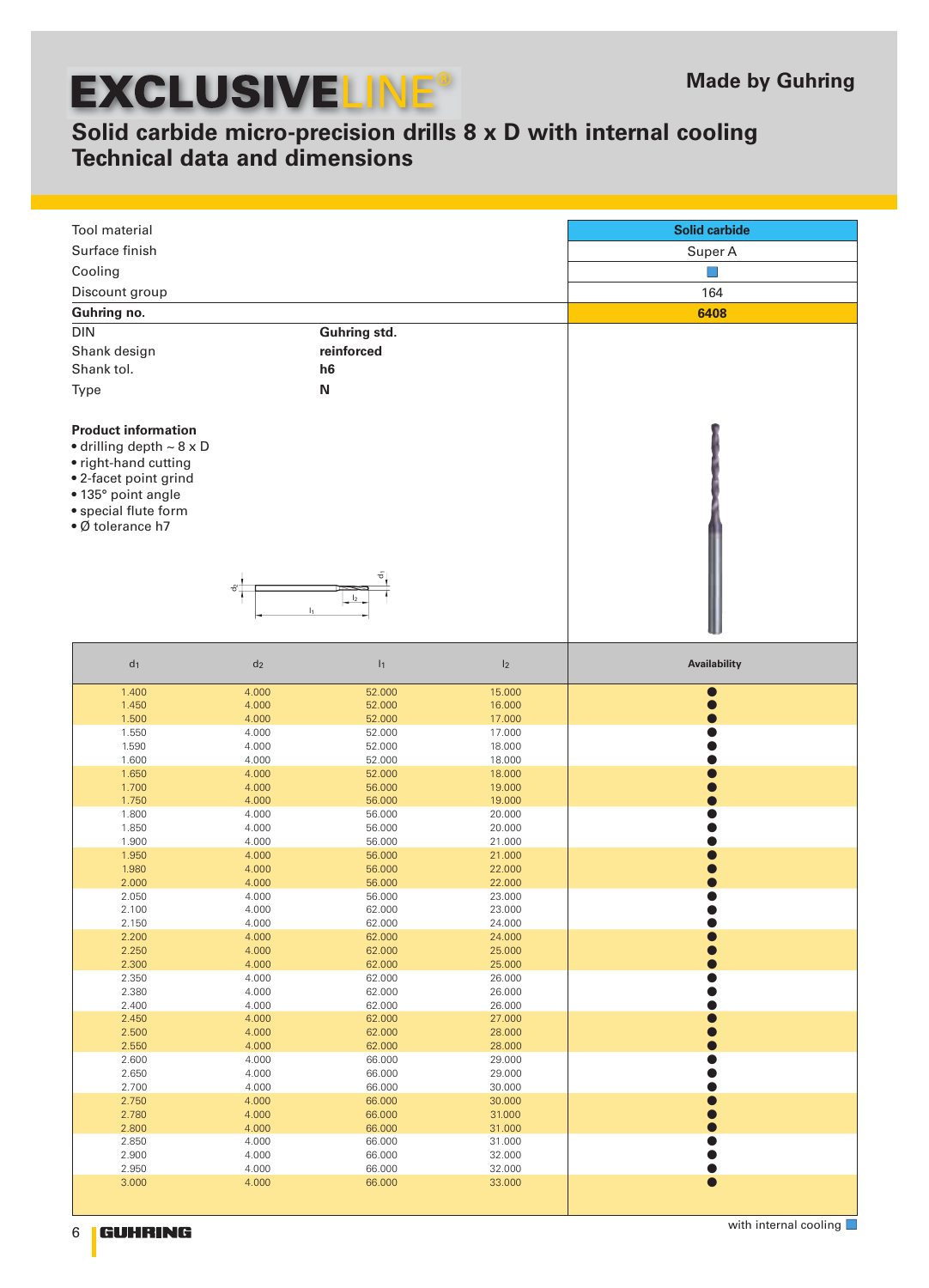# EXCLUSIVELINE®

**Made by Guhring**

## Solid carbide micro-precision drills 8 x D with internal cooling
## Technical data and dimensions

| | | |
|---|---|---|
| Tool material | | **Solid carbide** |
| Surface finish | | Super A |
| Cooling | | ■ |
| Discount group | | 164 |
| **Guhring no.** | | **6408** |
| DIN | **Guhring std.** | |
| Shank design | **reinforced** | |
| Shank tol. | **h6** | |
| Type | **N** | |

**Product information**

- drilling depth ~ 8 x D
- right-hand cutting
- 2-facet point grind
- 135° point angle
- special flute form
- Ø tolerance h7

| $d_1$ | $d_2$ | $l_1$ | $l_2$ | Availability |
|---|---|---|---|---|
| 1.400 | 4.000 | 52.000 | 15.000 | ● |
| 1.450 | 4.000 | 52.000 | 16.000 | ● |
| 1.500 | 4.000 | 52.000 | 17.000 | ● |
| 1.550 | 4.000 | 52.000 | 17.000 | ● |
| 1.590 | 4.000 | 52.000 | 18.000 | ● |
| 1.600 | 4.000 | 52.000 | 18.000 | ● |
| 1.650 | 4.000 | 52.000 | 18.000 | ● |
| 1.700 | 4.000 | 56.000 | 19.000 | ● |
| 1.750 | 4.000 | 56.000 | 19.000 | ● |
| 1.800 | 4.000 | 56.000 | 20.000 | ● |
| 1.850 | 4.000 | 56.000 | 20.000 | ● |
| 1.900 | 4.000 | 56.000 | 21.000 | ● |
| 1.950 | 4.000 | 56.000 | 21.000 | ● |
| 1.980 | 4.000 | 56.000 | 22.000 | ● |
| 2.000 | 4.000 | 56.000 | 22.000 | ● |
| 2.050 | 4.000 | 56.000 | 23.000 | ● |
| 2.100 | 4.000 | 62.000 | 23.000 | ● |
| 2.150 | 4.000 | 62.000 | 24.000 | ● |
| 2.200 | 4.000 | 62.000 | 24.000 | ● |
| 2.250 | 4.000 | 62.000 | 25.000 | ● |
| 2.300 | 4.000 | 62.000 | 25.000 | ● |
| 2.350 | 4.000 | 62.000 | 26.000 | ● |
| 2.380 | 4.000 | 62.000 | 26.000 | ● |
| 2.400 | 4.000 | 62.000 | 26.000 | ● |
| 2.450 | 4.000 | 62.000 | 27.000 | ● |
| 2.500 | 4.000 | 62.000 | 28.000 | ● |
| 2.550 | 4.000 | 62.000 | 28.000 | ● |
| 2.600 | 4.000 | 66.000 | 29.000 | ● |
| 2.650 | 4.000 | 66.000 | 29.000 | ● |
| 2.700 | 4.000 | 66.000 | 30.000 | ● |
| 2.750 | 4.000 | 66.000 | 30.000 | ● |
| 2.780 | 4.000 | 66.000 | 31.000 | ● |
| 2.800 | 4.000 | 66.000 | 31.000 | ● |
| 2.850 | 4.000 | 66.000 | 31.000 | ● |
| 2.900 | 4.000 | 66.000 | 32.000 | ● |
| 2.950 | 4.000 | 66.000 | 32.000 | ● |
| 3.000 | 4.000 | 66.000 | 33.000 | ● |

with internal cooling ■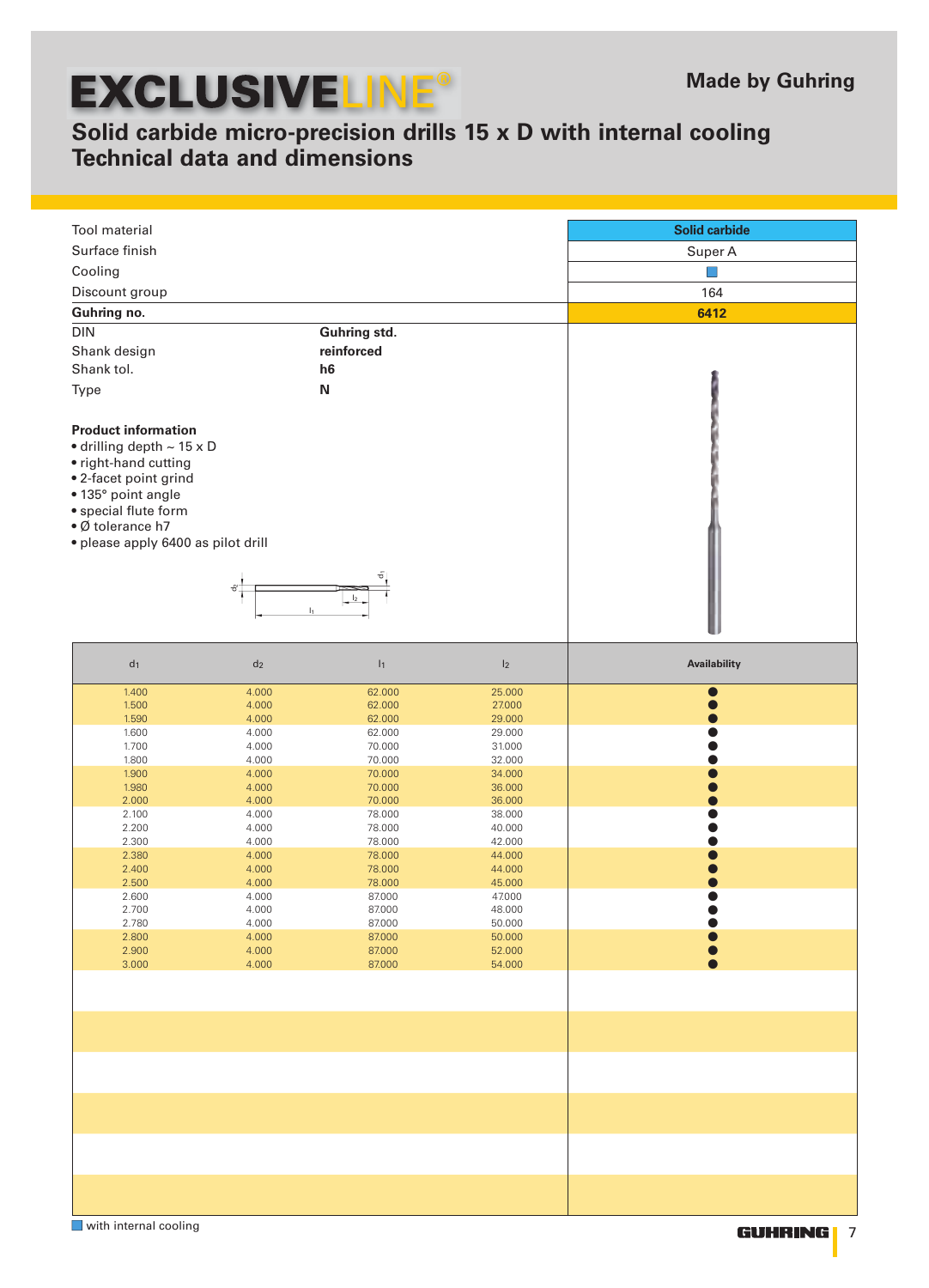# EXCLUSIVELINE®

Made by Guhring

## Solid carbide micro-precision drills 15 x D with internal cooling
## Technical data and dimensions

| | |
|---|---|
| Tool material | **Solid carbide** |
| Surface finish | Super A |
| Cooling | ■ |
| Discount group | 164 |
| **Guhring no.** | **6412** |

| | |
|---|---|
| DIN | **Guhring std.** |
| Shank design | **reinforced** |
| Shank tol. | **h6** |
| Type | **N** |

**Product information**

- drilling depth ~ 15 x D
- right-hand cutting
- 2-facet point grind
- 135° point angle
- special flute form
- Ø tolerance h7
- please apply 6400 as pilot drill

| $d_1$ | $d_2$ | $l_1$ | $l_2$ | Availability |
|---|---|---|---|---|
| 1.400 | 4.000 | 62.000 | 25.000 | ● |
| 1.500 | 4.000 | 62.000 | 27.000 | ● |
| 1.590 | 4.000 | 62.000 | 29.000 | ● |
| 1.600 | 4.000 | 62.000 | 29.000 | ● |
| 1.700 | 4.000 | 70.000 | 31.000 | ● |
| 1.800 | 4.000 | 70.000 | 32.000 | ● |
| 1.900 | 4.000 | 70.000 | 34.000 | ● |
| 1.980 | 4.000 | 70.000 | 36.000 | ● |
| 2.000 | 4.000 | 70.000 | 36.000 | ● |
| 2.100 | 4.000 | 78.000 | 38.000 | ● |
| 2.200 | 4.000 | 78.000 | 40.000 | ● |
| 2.300 | 4.000 | 78.000 | 42.000 | ● |
| 2.380 | 4.000 | 78.000 | 44.000 | ● |
| 2.400 | 4.000 | 78.000 | 44.000 | ● |
| 2.500 | 4.000 | 78.000 | 45.000 | ● |
| 2.600 | 4.000 | 87.000 | 47.000 | ● |
| 2.700 | 4.000 | 87.000 | 48.000 | ● |
| 2.780 | 4.000 | 87.000 | 50.000 | ● |
| 2.800 | 4.000 | 87.000 | 50.000 | ● |
| 2.900 | 4.000 | 87.000 | 52.000 | ● |
| 3.000 | 4.000 | 87.000 | 54.000 | ● |

■ with internal cooling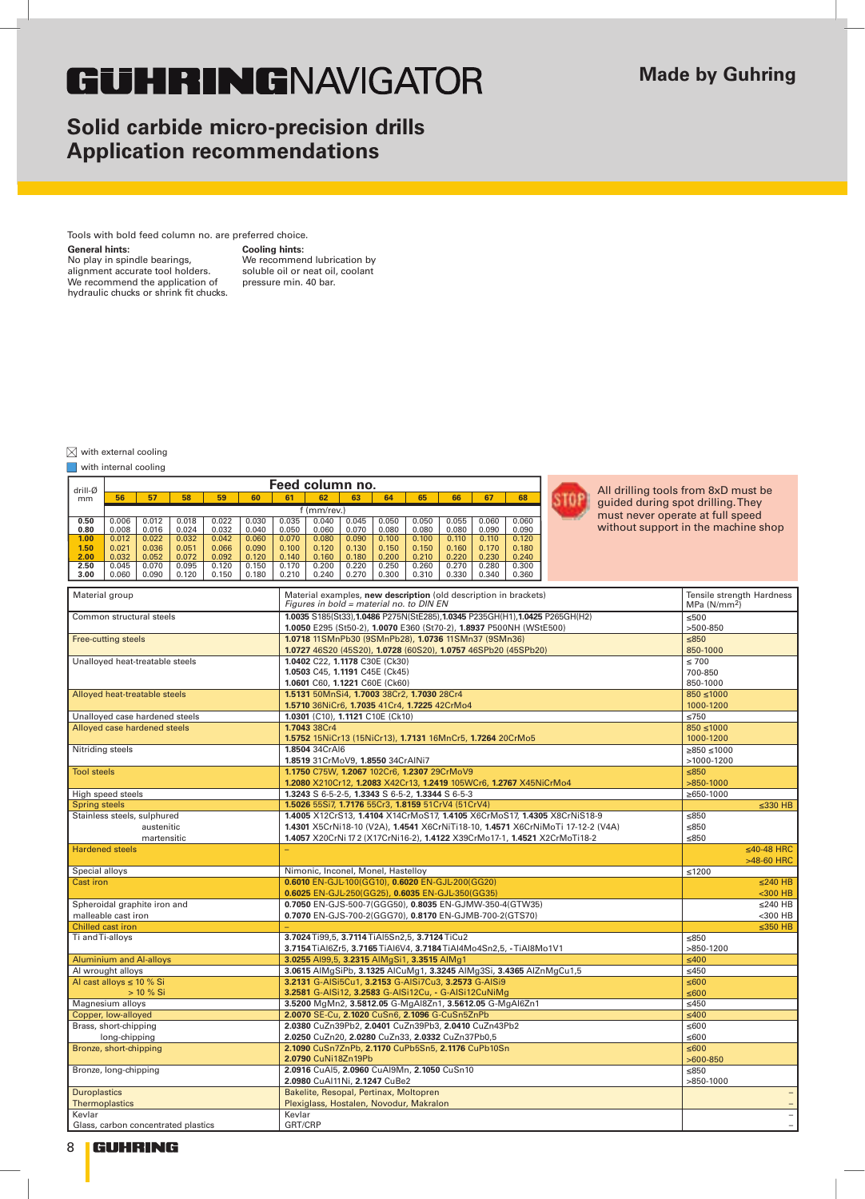# GÜHRINGNAVIGATOR

**Made by Guhring**

## Solid carbide micro-precision drills
## Application recommendations

Tools with bold feed column no. are preferred choice.

**General hints:**
No play in spindle bearings, alignment accurate tool holders.
We recommend the application of hydraulic chucks or shrink fit chucks.

**Cooling hints:**
We recommend lubrication by soluble oil or neat oil, coolant pressure min. 40 bar.

☒ with external cooling

■ with internal cooling

| drill-Ø mm | Feed column no. | | | | | | | | | | | | |
|---|---|---|---|---|---|---|---|---|---|---|---|---|---|
| | 56 | 57 | 58 | 59 | 60 | 61 | 62 | 63 | 64 | 65 | 66 | 67 | 68 |
| | f (mm/rev.) | | | | | | | | | | | | |
| 0.50 | 0.006 | 0.012 | 0.018 | 0.022 | 0.030 | 0.035 | 0.040 | 0.045 | 0.050 | 0.050 | 0.055 | 0.060 | 0.060 |
| 0.80 | 0.008 | 0.016 | 0.024 | 0.032 | 0.040 | 0.050 | 0.060 | 0.070 | 0.080 | 0.080 | 0.080 | 0.090 | 0.090 |
| 1.00 | 0.012 | 0.022 | 0.032 | 0.042 | 0.060 | 0.070 | 0.080 | 0.090 | 0.100 | 0.100 | 0.110 | 0.110 | 0.120 |
| 1.50 | 0.021 | 0.036 | 0.051 | 0.066 | 0.090 | 0.100 | 0.120 | 0.130 | 0.150 | 0.150 | 0.160 | 0.170 | 0.180 |
| 2.00 | 0.032 | 0.052 | 0.072 | 0.092 | 0.120 | 0.140 | 0.160 | 0.180 | 0.200 | 0.210 | 0.220 | 0.230 | 0.240 |
| 2.50 | 0.045 | 0.070 | 0.095 | 0.120 | 0.150 | 0.170 | 0.200 | 0.220 | 0.250 | 0.260 | 0.270 | 0.280 | 0.300 |
| 3.00 | 0.060 | 0.090 | 0.120 | 0.150 | 0.180 | 0.210 | 0.240 | 0.270 | 0.300 | 0.310 | 0.330 | 0.340 | 0.360 |

STOP: All drilling tools from 8xD must be guided during spot drilling. They must never operate at full speed without support in the machine shop

| Material group | Material examples, **new description** (old description in brackets) *Figures in bold = material no. to DIN EN* | Tensile strength Hardness MPa ($N/mm^2$) |
|---|---|---|
| Common structural steels | **1.0035** S185(St33),**1.0486** P275N(StE285),**1.0345** P235GH(H1),**1.0425** P265GH(H2) | ≤500 |
| | **1.0050** E295 (St50-2), **1.0070** E360 (St70-2), **1.8937** P500NH (WStE500) | >500-850 |
| Free-cutting steels | **1.0718** 11SMnPb30 (9SMnPb28), **1.0736** 11SMn37 (9SMn36) | ≤850 |
| | **1.0727** 46S20 (45S20), **1.0728** (60S20), **1.0757** 46SPb20 (45SPb20) | 850-1000 |
| Unalloyed heat-treatable steels | **1.0402** C22, **1.1178** C30E (Ck30) | ≤ 700 |
| | **1.0503** C45, **1.1191** C45E (Ck45) | 700-850 |
| | **1.0601** C60, **1.1221** C60E (Ck60) | 850-1000 |
| Alloyed heat-treatable steels | **1.5131** 50MnSi4, **1.7003** 38Cr2, **1.7030** 28Cr4 | 850 ≤1000 |
| | **1.5710** 36NiCr6, **1.7035** 41Cr4, **1.7225** 42CrMo4 | 1000-1200 |
| Unalloyed case hardened steels | **1.0301** (C10), **1.1121** C10E (Ck10) | ≤750 |
| Alloyed case hardened steels | **1.7043** 38Cr4 | 850 ≤1000 |
| | **1.5752** 15NiCr13 (15NiCr13), **1.7131** 16MnCr5, **1.7264** 20CrMo5 | 1000-1200 |
| Nitriding steels | **1.8504** 34CrAl6 | ≥850 ≤1000 |
| | **1.8519** 31CrMoV9, **1.8550** 34CrAlNi7 | >1000-1200 |
| Tool steels | **1.1750** C75W, **1.2067** 102Cr6, **1.2307** 29CrMoV9 | ≤850 |
| | **1.2080** X210Cr12, **1.2083** X42Cr13, **1.2419** 105WCr6, **1.2767** X45NiCrMo4 | >850-1000 |
| High speed steels | **1.3243** S 6-5-2-5, **1.3343** S 6-5-2, **1.3344** S 6-5-3 | ≥650-1000 |
| Spring steels | **1.5026** 55Si7, **1.7176** 55Cr3, **1.8159** 51CrV4 (51CrV4) | ≤330 HB |
| Stainless steels, sulphured | **1.4005** X12CrS13, **1.4104** X14CrMoS17, **1.4105** X6CrMoS17, **1.4305** X8CrNiS18-9 | ≤850 |
| austenitic | **1.4301** X5CrNi18-10 (V2A), **1.4541** X6CrNiTi18-10, **1.4571** X6CrNiMoTi 17-12-2 (V4A) | ≤850 |
| martensitic | **1.4057** X20CrNi 17 2 (X17CrNi16-2), **1.4122** X39CrMo17-1, **1.4521** X2CrMoTi18-2 | ≤850 |
| Hardened steels | – | ≤40-48 HRC |
| | | >48-60 HRC |
| Special alloys | Nimonic, Inconel, Monel, Hastelloy | ≤1200 |
| Cast iron | **0.6010** EN-GJL-100(GG10), **0.6020** EN-GJL-200(GG20) | ≤240 HB |
| | **0.6025** EN-GJL-250(GG25), **0.6035** EN-GJL-350(GG35) | <300 HB |
| Spheroidal graphite iron and | **0.7050** EN-GJS-500-7(GGG50), **0.8035** EN-GJMW-350-4(GTW35) | ≤240 HB |
| malleable cast iron | **0.7070** EN-GJS-700-2(GGG70), **0.8170** EN-GJMB-700-2(GTS70) | <300 HB |
| Chilled cast iron | – | ≤350 HB |
| Ti and Ti-alloys | **3.7024** Ti99,5, **3.7114** TiAl5Sn2,5, **3.7124** TiCu2 | ≤850 |
| | **3.7154** TiAl6Zr5, **3.7165** TiAl6V4, **3.7184** TiAl4Mo4Sn2,5, - TiAl8Mo1V1 | >850-1200 |
| Aluminium and Al-alloys | **3.0255** Al99,5, **3.2315** AlMgSi1, **3.3515** AlMg1 | ≤400 |
| Al wrought alloys | **3.0615** AlMgSiPb, **3.1325** AlCuMg1, **3.3245** AlMg3Si, **3.4365** AlZnMgCu1,5 | ≤450 |
| Al cast alloys ≤ 10 % Si | **3.2131** G-AlSi5Cu1, **3.2153** G-AlSi7Cu3, **3.2573** G-AlSi9 | ≤600 |
| > 10 % Si | **3.2581** G-AlSi12, **3.2583** G-AlSi12Cu, - G-AlSi12CuNiMg | ≤600 |
| Magnesium alloys | **3.5200** MgMn2, **3.5812.05** G-MgAl8Zn1, **3.5612.05** G-MgAl6Zn1 | ≤450 |
| Copper, low-alloyed | **2.0070** SE-Cu, **2.1020** CuSn6, **2.1096** G-CuSn5ZnPb | ≤400 |
| Brass, short-chipping | **2.0380** CuZn39Pb2, **2.0401** CuZn39Pb3, **2.0410** CuZn43Pb2 | ≤600 |
| long-chipping | **2.0250** CuZn20, **2.0280** CuZn33, **2.0332** CuZn37Pb0,5 | ≤600 |
| Bronze, short-chipping | **2.1090** CuSn7ZnPb, **2.1170** CuPb5Sn5, **2.1176** CuPb10Sn | ≤600 |
| | **2.0790** CuNi18Zn19Pb | >600-850 |
| Bronze, long-chipping | **2.0916** CuAl5, **2.0960** CuAl9Mn, **2.1050** CuSn10 | ≤850 |
| | **2.0980** CuAl11Ni, **2.1247** CuBe2 | >850-1000 |
| Duroplastics | Bakelite, Resopal, Pertinax, Moltopren | – |
| Thermoplastics | Plexiglass, Hostalen, Novodur, Makralon | – |
| Kevlar | Kevlar | – |
| Glass, carbon concentrated plastics | GRT/CRP | – |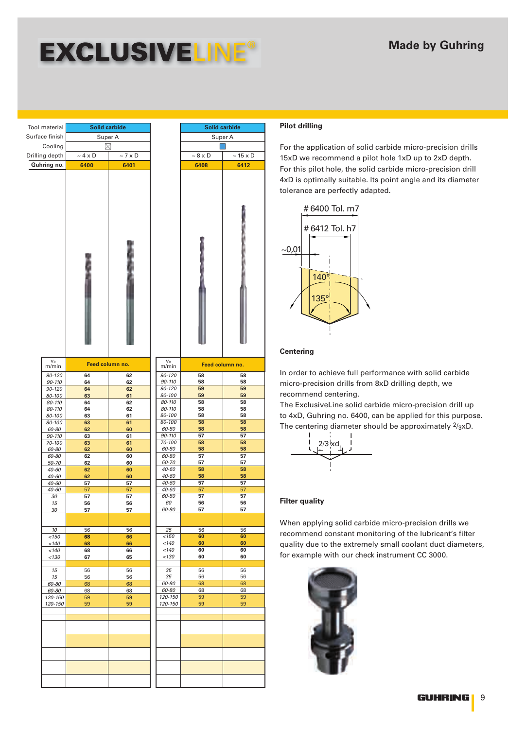# EXCLUSIVELINE®

**Made by Guhring**

| Tool material | Solid carbide | |
|---|---|---|
| Surface finish | Super A | |
| Cooling | ⊠ | |
| Drilling depth | ~ 4 x D | ~ 7 x D |
| Guhring no. | 6400 | 6401 |

| Tool material | Solid carbide | |
|---|---|---|
| Surface finish | Super A | |
| Cooling | ■ | |
| Drilling depth | ~ 8 x D | ~ 15 x D |
| Guhring no. | 6408 | 6412 |

| Vc m/min | Feed column no. 6400 | Feed column no. 6401 | Vc m/min | Feed column no. 6408 | Feed column no. 6412 |
|---|---|---|---|---|---|
| 90-120 | 64 | 62 | 90-120 | 58 | 58 |
| 90-110 | 64 | 62 | 90-110 | 58 | 58 |
| 90-120 | 64 | 62 | 90-120 | 59 | 59 |
| 80-100 | 63 | 61 | 80-100 | 59 | 59 |
| 80-110 | 64 | 62 | 80-110 | 58 | 58 |
| 80-110 | 64 | 62 | 80-110 | 58 | 58 |
| 80-100 | 63 | 61 | 80-100 | 58 | 58 |
| 80-100 | 63 | 61 | 80-100 | 58 | 58 |
| 60-80 | 62 | 60 | 60-80 | 58 | 58 |
| 90-110 | 63 | 61 | 90-110 | 57 | 57 |
| 70-100 | 63 | 61 | 70-100 | 58 | 58 |
| 60-80 | 62 | 60 | 60-80 | 58 | 58 |
| 60-80 | 62 | 60 | 60-80 | 57 | 57 |
| 50-70 | 62 | 60 | 50-70 | 57 | 57 |
| 40-60 | 62 | 60 | 40-60 | 58 | 58 |
| 40-60 | 62 | 60 | 40-60 | 58 | 58 |
| 40-60 | 57 | 57 | 40-60 | 57 | 57 |
| 40-60 | 57 | 57 | 40-60 | 57 | 57 |
| 30 | 57 | 57 | 60-80 | 57 | 57 |
| 15 | 56 | 56 | 60 | 56 | 56 |
| 30 | 57 | 57 | 60-80 | 57 | 57 |
| | | | | | |
| 10 | 56 | 56 | 25 | 56 | 56 |
| <150 | 68 | 66 | <150 | 60 | 60 |
| <140 | 68 | 66 | <140 | 60 | 60 |
| <140 | 68 | 66 | <140 | 60 | 60 |
| <130 | 67 | 65 | <130 | 60 | 60 |
| | | | | | |
| 15 | 56 | 56 | 35 | 56 | 56 |
| 15 | 56 | 56 | 35 | 56 | 56 |
| 60-80 | 68 | 68 | 60-80 | 68 | 68 |
| 60-80 | 68 | 68 | 60-80 | 68 | 68 |
| 120-150 | 59 | 59 | 120-150 | 59 | 59 |
| 120-150 | 59 | 59 | 120-150 | 59 | 59 |

### Pilot drilling

For the application of solid carbide micro-precision drills 15xD we recommend a pilot hole 1xD up to 2xD depth. For this pilot hole, the solid carbide micro-precision drill 4xD is optimally suitable. Its point angle and its diameter tolerance are perfectly adapted.

# 6400 Tol. m7
# 6412 Tol. h7
~0,01
140°
135°

### Centering

In order to achieve full performance with solid carbide micro-precision drills from 8xD drilling depth, we recommend centering.
The ExclusiveLine solid carbide micro-precision drill up to 4xD, Guhring no. 6400, can be applied for this purpose. The centering diameter should be approximately $^{2}/_{3}$xD.

$2/3 \times d_1$

### Filter quality

When applying solid carbide micro-precision drills we recommend constant monitoring of the lubricant's filter quality due to the extremely small coolant duct diameters, for example with our check instrument CC 3000.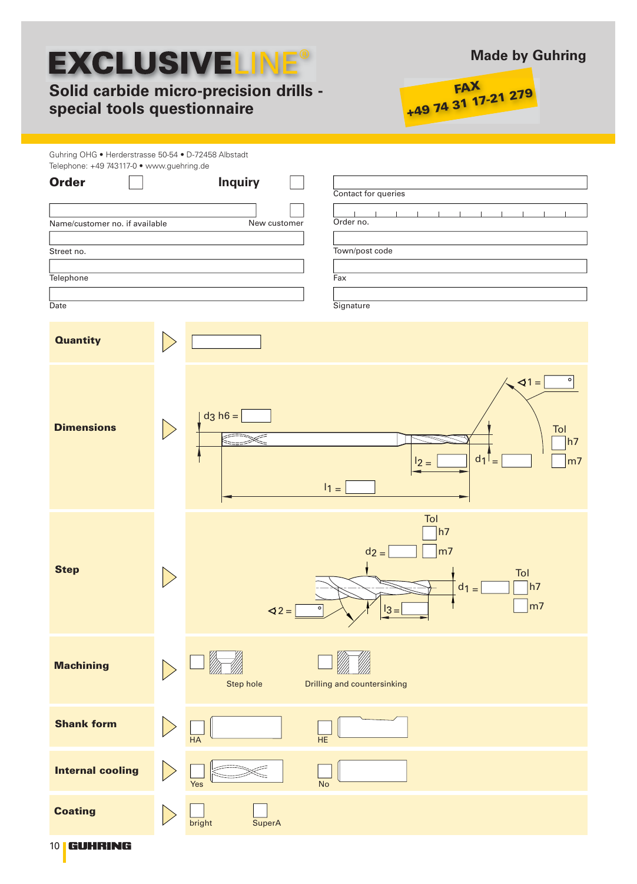# EXCLUSIVELINE®

## Solid carbide micro-precision drills - special tools questionnaire

**Made by Guhring**

**FAX +49 74 31 17-21 279**

Guhring OHG • Herderstrasse 50-54 • D-72458 Albstadt
Telephone: +49 743117-0 • www.guehring.de

**Order** ☐ **Inquiry** ☐

| | |
|---|---|
| Name/customer no. if available ☐ New customer | Contact for queries |
| Street no. | Order no. |
| Telephone | Town/post code |
| Date | Fax |
| | Signature |

| | |
|---|---|
| **Quantity** | ______ |
| **Dimensions** | $d_3$ h6 = ___ ; $l_2$ = ___ ; $d_1$ = ___ ; $l_1$ = ___ ; ∢1 = ___ ° ; Tol ☐ h7 ☐ m7 |
| **Step** | $d_2$ = ___ Tol ☐ h7 ☐ m7 ; $d_1$ = ___ Tol ☐ h7 ☐ m7 ; ∢2 = ___ ° ; $l_3$ = ___ |
| **Machining** | ☐ Step hole ☐ Drilling and countersinking |
| **Shank form** | ☐ HA ☐ HE |
| **Internal cooling** | ☐ Yes ☐ No |
| **Coating** | ☐ bright ☐ SuperA |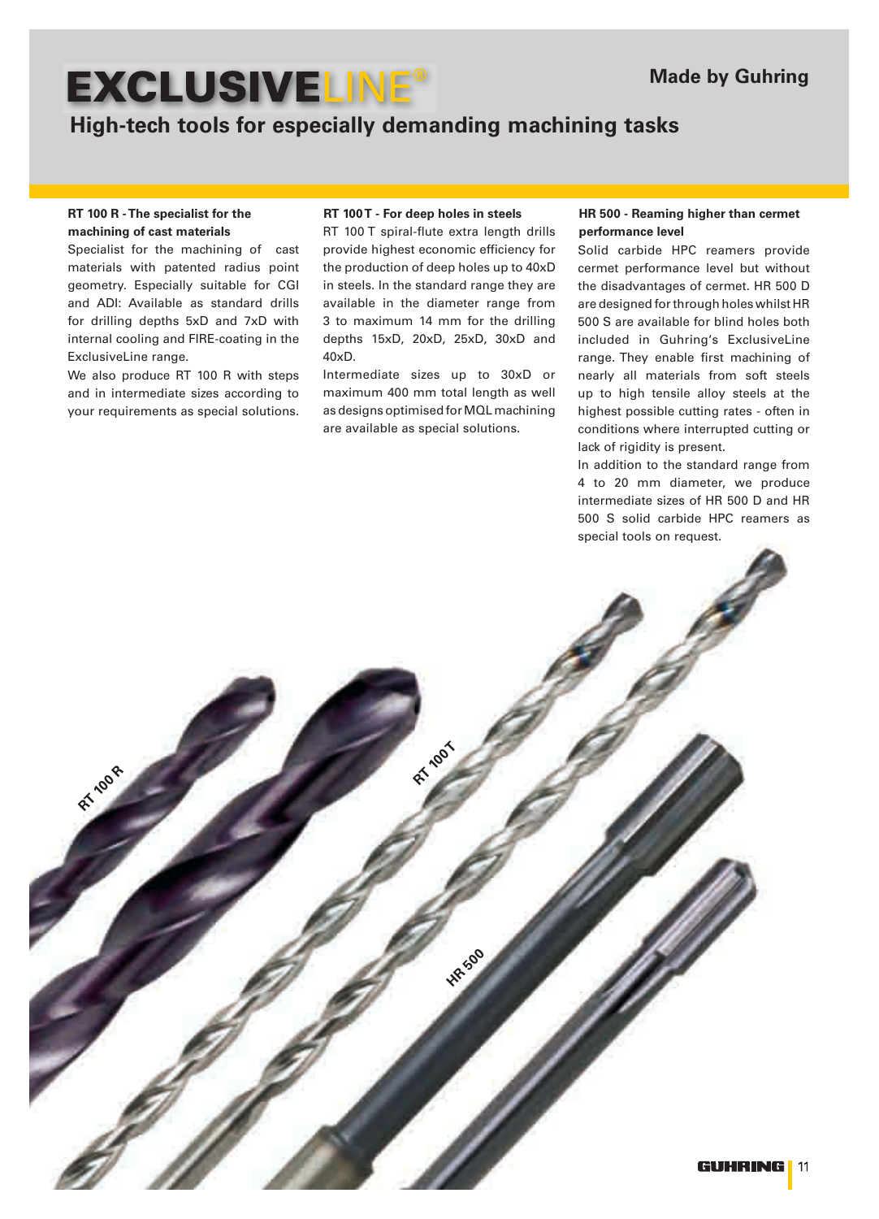# EXCLUSIVELINE®

**Made by Guhring**

## High-tech tools for especially demanding machining tasks

**RT 100 R - The specialist for the machining of cast materials**

Specialist for the machining of cast materials with patented radius point geometry. Especially suitable for CGI and ADI: Available as standard drills for drilling depths 5xD and 7xD with internal cooling and FIRE-coating in the ExclusiveLine range.

We also produce RT 100 R with steps and in intermediate sizes according to your requirements as special solutions.

**RT 100 T - For deep holes in steels**

RT 100 T spiral-flute extra length drills provide highest economic efficiency for the production of deep holes up to 40xD in steels. In the standard range they are available in the diameter range from 3 to maximum 14 mm for the drilling depths 15xD, 20xD, 25xD, 30xD and 40xD.

Intermediate sizes up to 30xD or maximum 400 mm total length as well as designs optimised for MQL machining are available as special solutions.

**HR 500 - Reaming higher than cermet performance level**

Solid carbide HPC reamers provide cermet performance level but without the disadvantages of cermet. HR 500 D are designed for through holes whilst HR 500 S are available for blind holes both included in Guhring's ExclusiveLine range. They enable first machining of nearly all materials from soft steels up to high tensile alloy steels at the highest possible cutting rates - often in conditions where interrupted cutting or lack of rigidity is present.

In addition to the standard range from 4 to 20 mm diameter, we produce intermediate sizes of HR 500 D and HR 500 S solid carbide HPC reamers as special tools on request.

RT 100 R

RT 100 T

HR 500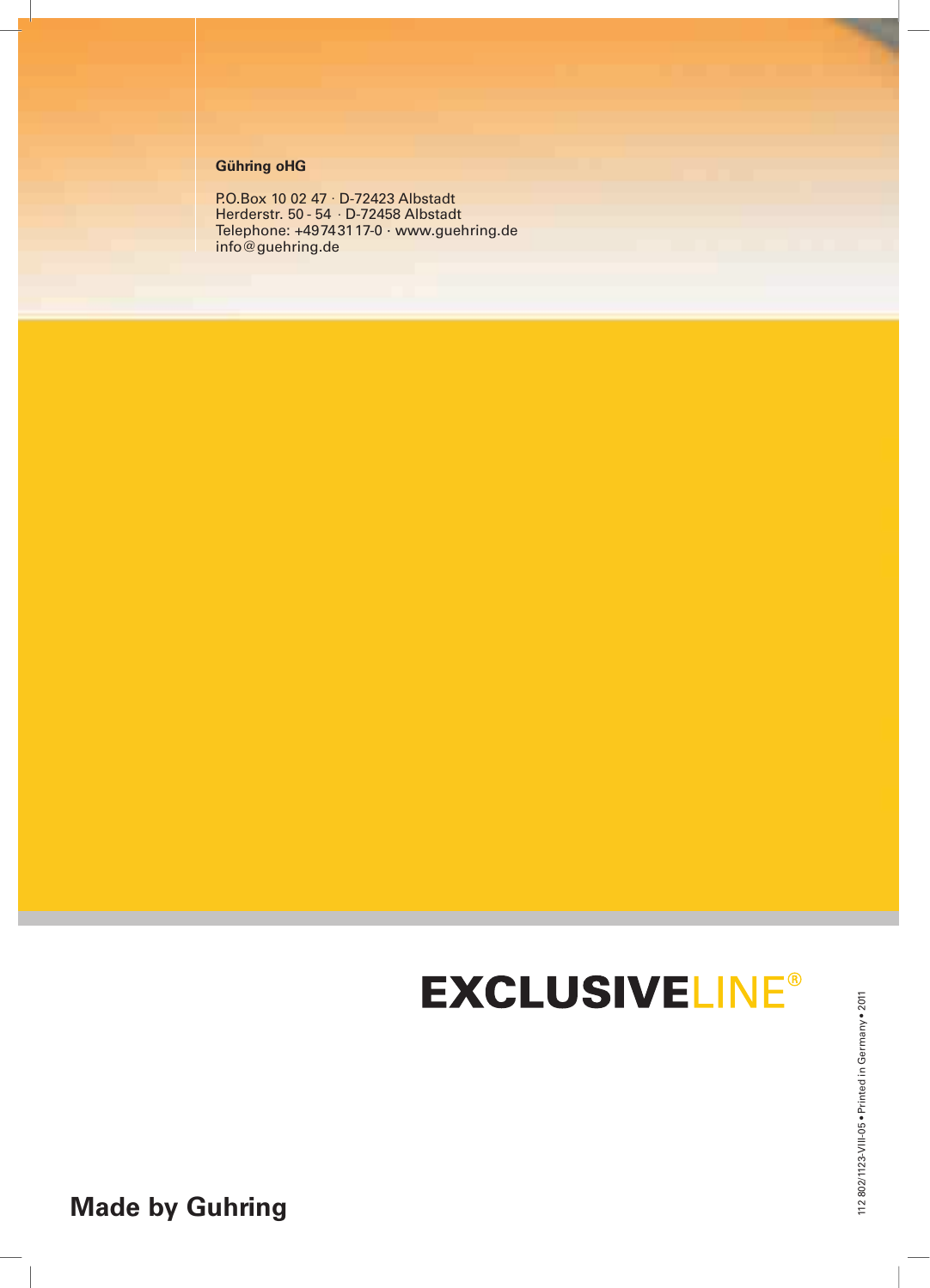**Gühring oHG**

P.O.Box 10 02 47 · D-72423 Albstadt
Herderstr. 50 - 54 · D-72458 Albstadt
Telephone: +49 74 31 17-0 · www.guehring.de
info@guehring.de

EXCLUSIVELINE®

112 802/1123-VIII-05 • Printed in Germany • 2011

**Made by Guhring**